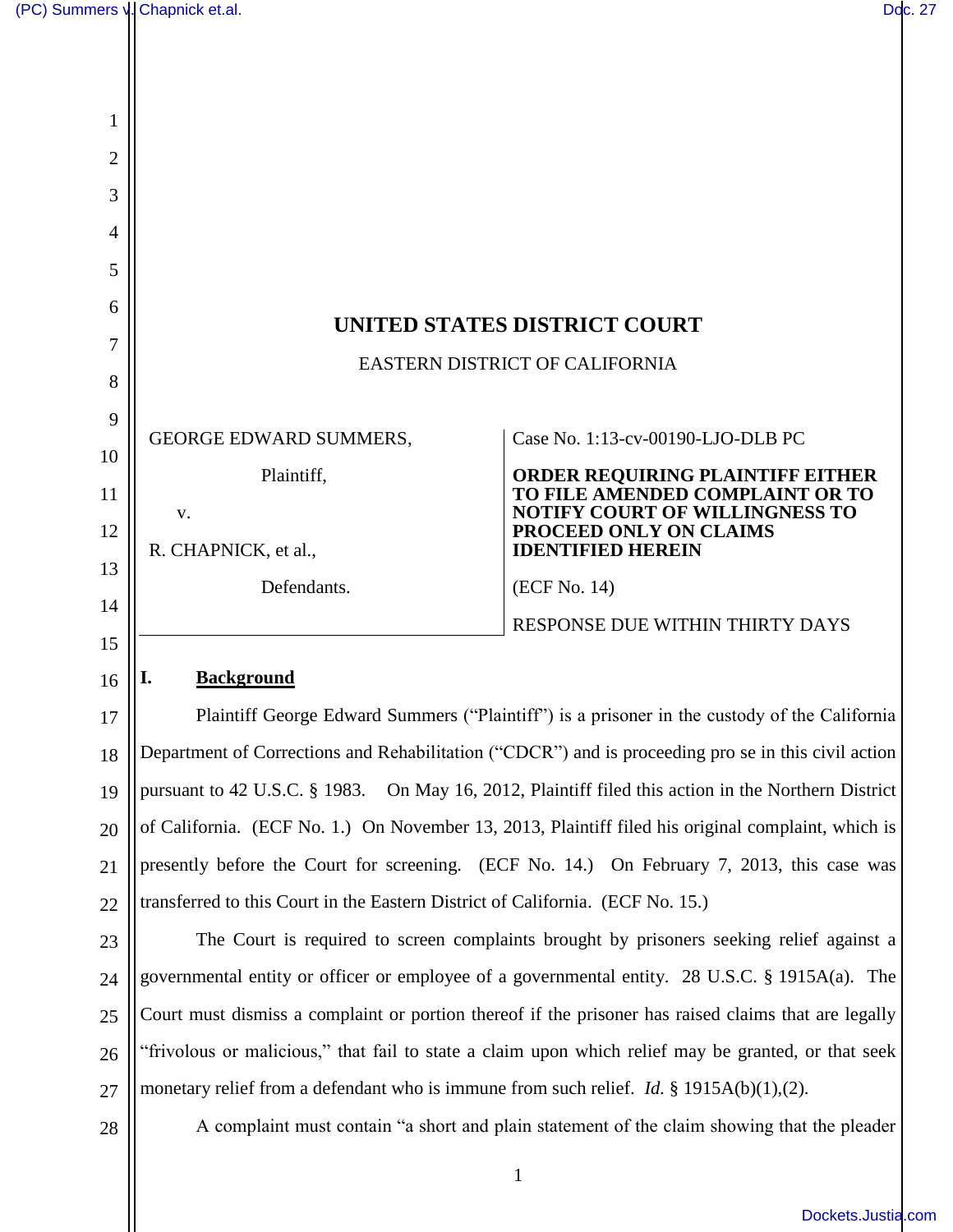# UNITED STATES DISTRICT COURT

EASTERN DISTRICT OF CALIFORNIA

| | |
|---|---|
| GEORGE EDWARD SUMMERS, Plaintiff, v. R. CHAPNICK, et al., Defendants. | Case No. 1:13-cv-00190-LJO-DLB PC **ORDER REQUIRING PLAINTIFF EITHER TO FILE AMENDED COMPLAINT OR TO NOTIFY COURT OF WILLINGNESS TO PROCEED ONLY ON CLAIMS IDENTIFIED HEREIN** (ECF No. 14) RESPONSE DUE WITHIN THIRTY DAYS |

## I. Background

Plaintiff George Edward Summers ("Plaintiff") is a prisoner in the custody of the California Department of Corrections and Rehabilitation ("CDCR") and is proceeding pro se in this civil action pursuant to 42 U.S.C. § 1983. On May 16, 2012, Plaintiff filed this action in the Northern District of California. (ECF No. 1.) On November 13, 2013, Plaintiff filed his original complaint, which is presently before the Court for screening. (ECF No. 14.) On February 7, 2013, this case was transferred to this Court in the Eastern District of California. (ECF No. 15.)

The Court is required to screen complaints brought by prisoners seeking relief against a governmental entity or officer or employee of a governmental entity. 28 U.S.C. § 1915A(a). The Court must dismiss a complaint or portion thereof if the prisoner has raised claims that are legally "frivolous or malicious," that fail to state a claim upon which relief may be granted, or that seek monetary relief from a defendant who is immune from such relief. *Id.* § 1915A(b)(1),(2).

A complaint must contain "a short and plain statement of the claim showing that the pleader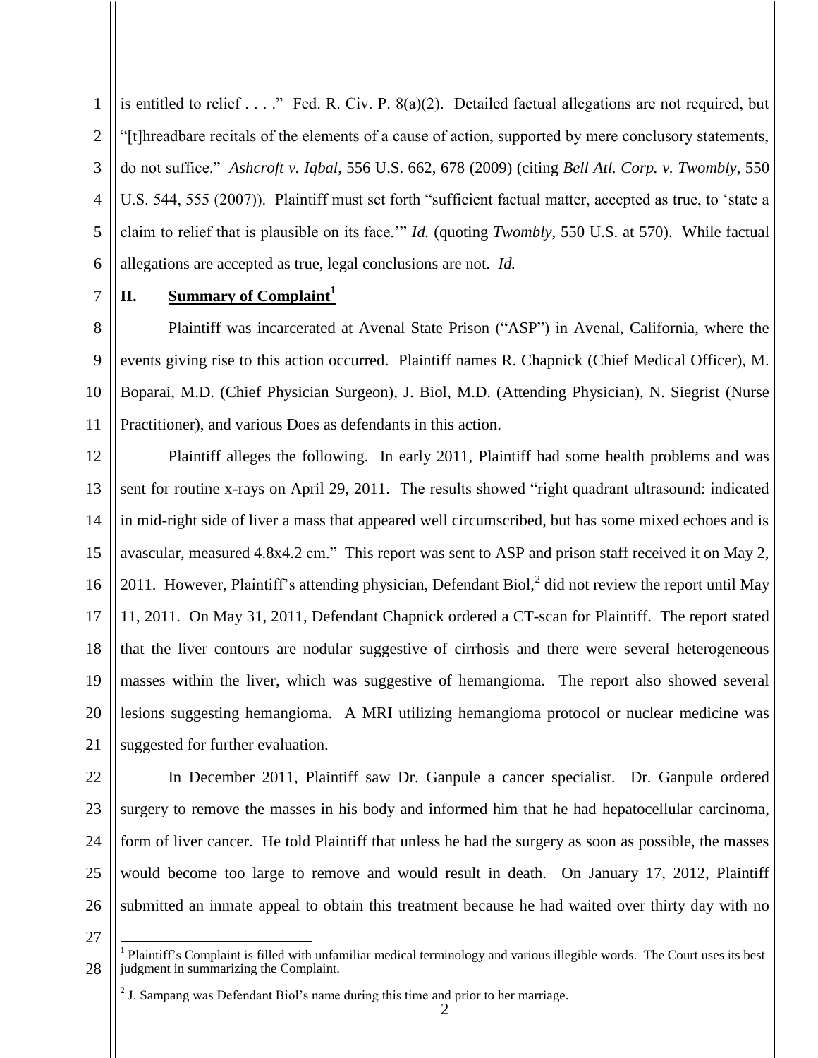is entitled to relief . . . ." Fed. R. Civ. P. 8(a)(2). Detailed factual allegations are not required, but "[t]hreadbare recitals of the elements of a cause of action, supported by mere conclusory statements, do not suffice." *Ashcroft v. Iqbal*, 556 U.S. 662, 678 (2009) (citing *Bell Atl. Corp. v. Twombly*, 550 U.S. 544, 555 (2007)). Plaintiff must set forth "sufficient factual matter, accepted as true, to 'state a claim to relief that is plausible on its face.'" *Id.* (quoting *Twombly*, 550 U.S. at 570). While factual allegations are accepted as true, legal conclusions are not. *Id.*

## II. Summary of Complaint[1]

Plaintiff was incarcerated at Avenal State Prison ("ASP") in Avenal, California, where the events giving rise to this action occurred. Plaintiff names R. Chapnick (Chief Medical Officer), M. Boparai, M.D. (Chief Physician Surgeon), J. Biol, M.D. (Attending Physician), N. Siegrist (Nurse Practitioner), and various Does as defendants in this action.

Plaintiff alleges the following. In early 2011, Plaintiff had some health problems and was sent for routine x-rays on April 29, 2011. The results showed "right quadrant ultrasound: indicated in mid-right side of liver a mass that appeared well circumscribed, but has some mixed echoes and is avascular, measured 4.8x4.2 cm." This report was sent to ASP and prison staff received it on May 2, 2011. However, Plaintiff's attending physician, Defendant Biol,[2] did not review the report until May 11, 2011. On May 31, 2011, Defendant Chapnick ordered a CT-scan for Plaintiff. The report stated that the liver contours are nodular suggestive of cirrhosis and there were several heterogeneous masses within the liver, which was suggestive of hemangioma. The report also showed several lesions suggesting hemangioma. A MRI utilizing hemangioma protocol or nuclear medicine was suggested for further evaluation.

In December 2011, Plaintiff saw Dr. Ganpule a cancer specialist. Dr. Ganpule ordered surgery to remove the masses in his body and informed him that he had hepatocellular carcinoma, form of liver cancer. He told Plaintiff that unless he had the surgery as soon as possible, the masses would become too large to remove and would result in death. On January 17, 2012, Plaintiff submitted an inmate appeal to obtain this treatment because he had waited over thirty day with no

---

[1] Plaintiff's Complaint is filled with unfamiliar medical terminology and various illegible words. The Court uses its best judgment in summarizing the Complaint.

[2] J. Sampang was Defendant Biol's name during this time and prior to her marriage.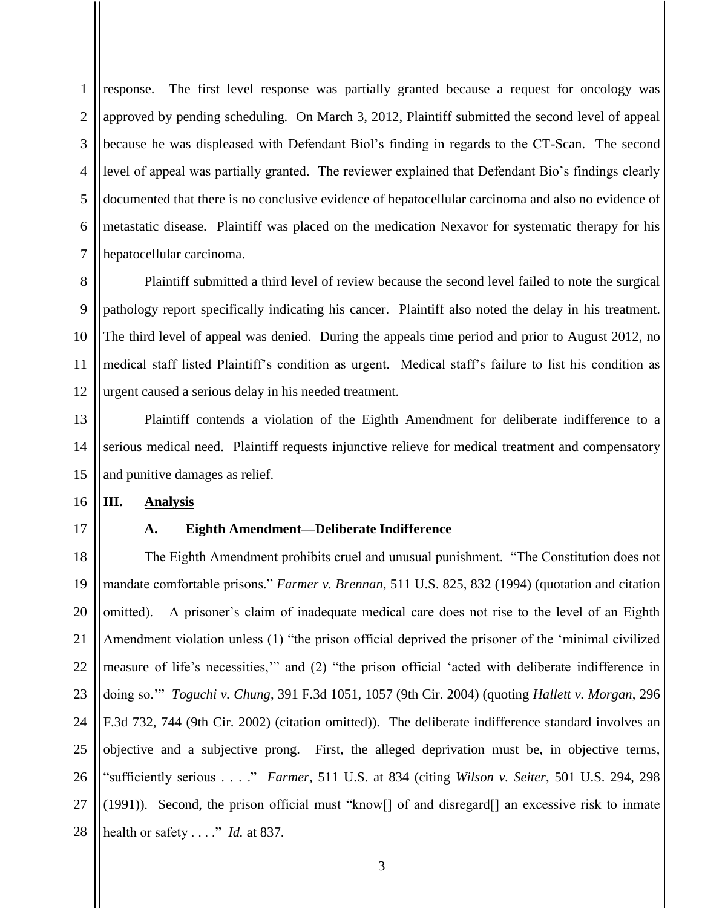response. The first level response was partially granted because a request for oncology was approved by pending scheduling. On March 3, 2012, Plaintiff submitted the second level of appeal because he was displeased with Defendant Biol's finding in regards to the CT-Scan. The second level of appeal was partially granted. The reviewer explained that Defendant Bio's findings clearly documented that there is no conclusive evidence of hepatocellular carcinoma and also no evidence of metastatic disease. Plaintiff was placed on the medication Nexavor for systematic therapy for his hepatocellular carcinoma.

Plaintiff submitted a third level of review because the second level failed to note the surgical pathology report specifically indicating his cancer. Plaintiff also noted the delay in his treatment. The third level of appeal was denied. During the appeals time period and prior to August 2012, no medical staff listed Plaintiff's condition as urgent. Medical staff's failure to list his condition as urgent caused a serious delay in his needed treatment.

Plaintiff contends a violation of the Eighth Amendment for deliberate indifference to a serious medical need. Plaintiff requests injunctive relieve for medical treatment and compensatory and punitive damages as relief.

## III. Analysis

### A. Eighth Amendment—Deliberate Indifference

The Eighth Amendment prohibits cruel and unusual punishment. "The Constitution does not mandate comfortable prisons." *Farmer v. Brennan*, 511 U.S. 825, 832 (1994) (quotation and citation omitted). A prisoner's claim of inadequate medical care does not rise to the level of an Eighth Amendment violation unless (1) "the prison official deprived the prisoner of the 'minimal civilized measure of life's necessities,'" and (2) "the prison official 'acted with deliberate indifference in doing so.'" *Toguchi v. Chung*, 391 F.3d 1051, 1057 (9th Cir. 2004) (quoting *Hallett v. Morgan*, 296 F.3d 732, 744 (9th Cir. 2002) (citation omitted)). The deliberate indifference standard involves an objective and a subjective prong. First, the alleged deprivation must be, in objective terms, "sufficiently serious . . . ." *Farmer*, 511 U.S. at 834 (citing *Wilson v. Seiter*, 501 U.S. 294, 298 (1991)). Second, the prison official must "know[] of and disregard[] an excessive risk to inmate health or safety . . . ." *Id.* at 837.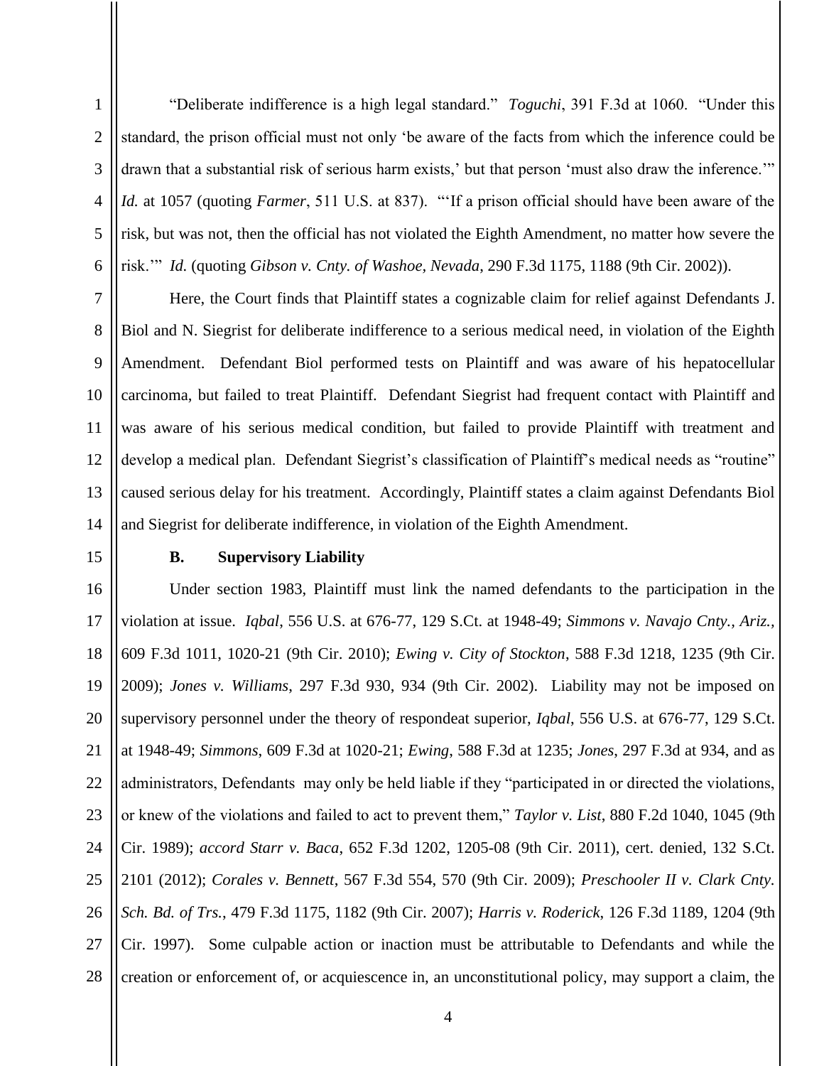"Deliberate indifference is a high legal standard." *Toguchi*, 391 F.3d at 1060. "Under this standard, the prison official must not only 'be aware of the facts from which the inference could be drawn that a substantial risk of serious harm exists,' but that person 'must also draw the inference.'" *Id.* at 1057 (quoting *Farmer*, 511 U.S. at 837). "'If a prison official should have been aware of the risk, but was not, then the official has not violated the Eighth Amendment, no matter how severe the risk.'" *Id.* (quoting *Gibson v. Cnty. of Washoe, Nevada*, 290 F.3d 1175, 1188 (9th Cir. 2002)).

Here, the Court finds that Plaintiff states a cognizable claim for relief against Defendants J. Biol and N. Siegrist for deliberate indifference to a serious medical need, in violation of the Eighth Amendment. Defendant Biol performed tests on Plaintiff and was aware of his hepatocellular carcinoma, but failed to treat Plaintiff. Defendant Siegrist had frequent contact with Plaintiff and was aware of his serious medical condition, but failed to provide Plaintiff with treatment and develop a medical plan. Defendant Siegrist's classification of Plaintiff's medical needs as "routine" caused serious delay for his treatment. Accordingly, Plaintiff states a claim against Defendants Biol and Siegrist for deliberate indifference, in violation of the Eighth Amendment.

**B. Supervisory Liability**

Under section 1983, Plaintiff must link the named defendants to the participation in the violation at issue. *Iqbal*, 556 U.S. at 676-77, 129 S.Ct. at 1948-49; *Simmons v. Navajo Cnty., Ariz.*, 609 F.3d 1011, 1020-21 (9th Cir. 2010); *Ewing v. City of Stockton*, 588 F.3d 1218, 1235 (9th Cir. 2009); *Jones v. Williams*, 297 F.3d 930, 934 (9th Cir. 2002). Liability may not be imposed on supervisory personnel under the theory of respondeat superior, *Iqbal*, 556 U.S. at 676-77, 129 S.Ct. at 1948-49; *Simmons*, 609 F.3d at 1020-21; *Ewing*, 588 F.3d at 1235; *Jones*, 297 F.3d at 934, and as administrators, Defendants may only be held liable if they "participated in or directed the violations, or knew of the violations and failed to act to prevent them," *Taylor v. List*, 880 F.2d 1040, 1045 (9th Cir. 1989); *accord Starr v. Baca*, 652 F.3d 1202, 1205-08 (9th Cir. 2011), cert. denied, 132 S.Ct. 2101 (2012); *Corales v. Bennett*, 567 F.3d 554, 570 (9th Cir. 2009); *Preschooler II v. Clark Cnty. Sch. Bd. of Trs.*, 479 F.3d 1175, 1182 (9th Cir. 2007); *Harris v. Roderick*, 126 F.3d 1189, 1204 (9th Cir. 1997). Some culpable action or inaction must be attributable to Defendants and while the creation or enforcement of, or acquiescence in, an unconstitutional policy, may support a claim, the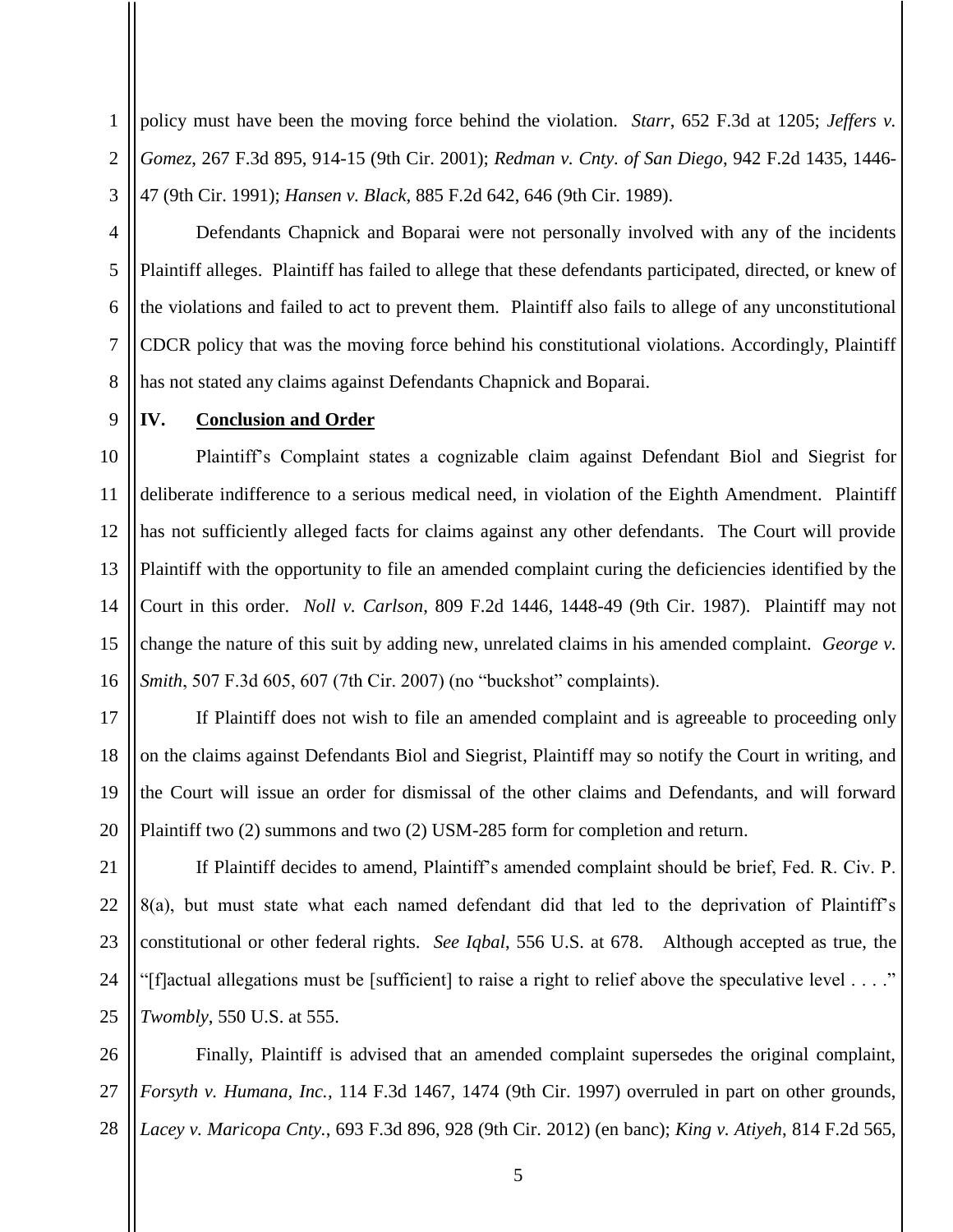policy must have been the moving force behind the violation. *Starr*, 652 F.3d at 1205; *Jeffers v. Gomez*, 267 F.3d 895, 914-15 (9th Cir. 2001); *Redman v. Cnty. of San Diego*, 942 F.2d 1435, 1446-47 (9th Cir. 1991); *Hansen v. Black*, 885 F.2d 642, 646 (9th Cir. 1989).

Defendants Chapnick and Boparai were not personally involved with any of the incidents Plaintiff alleges. Plaintiff has failed to allege that these defendants participated, directed, or knew of the violations and failed to act to prevent them. Plaintiff also fails to allege of any unconstitutional CDCR policy that was the moving force behind his constitutional violations. Accordingly, Plaintiff has not stated any claims against Defendants Chapnick and Boparai.

## IV. Conclusion and Order

Plaintiff's Complaint states a cognizable claim against Defendant Biol and Siegrist for deliberate indifference to a serious medical need, in violation of the Eighth Amendment. Plaintiff has not sufficiently alleged facts for claims against any other defendants. The Court will provide Plaintiff with the opportunity to file an amended complaint curing the deficiencies identified by the Court in this order. *Noll v. Carlson*, 809 F.2d 1446, 1448-49 (9th Cir. 1987). Plaintiff may not change the nature of this suit by adding new, unrelated claims in his amended complaint. *George v. Smith*, 507 F.3d 605, 607 (7th Cir. 2007) (no "buckshot" complaints).

If Plaintiff does not wish to file an amended complaint and is agreeable to proceeding only on the claims against Defendants Biol and Siegrist, Plaintiff may so notify the Court in writing, and the Court will issue an order for dismissal of the other claims and Defendants, and will forward Plaintiff two (2) summons and two (2) USM-285 form for completion and return.

If Plaintiff decides to amend, Plaintiff's amended complaint should be brief, Fed. R. Civ. P. 8(a), but must state what each named defendant did that led to the deprivation of Plaintiff's constitutional or other federal rights. *See Iqbal*, 556 U.S. at 678. Although accepted as true, the "[f]actual allegations must be [sufficient] to raise a right to relief above the speculative level . . . ." *Twombly*, 550 U.S. at 555.

Finally, Plaintiff is advised that an amended complaint supersedes the original complaint, *Forsyth v. Humana, Inc.*, 114 F.3d 1467, 1474 (9th Cir. 1997) overruled in part on other grounds, *Lacey v. Maricopa Cnty.*, 693 F.3d 896, 928 (9th Cir. 2012) (en banc); *King v. Atiyeh*, 814 F.2d 565,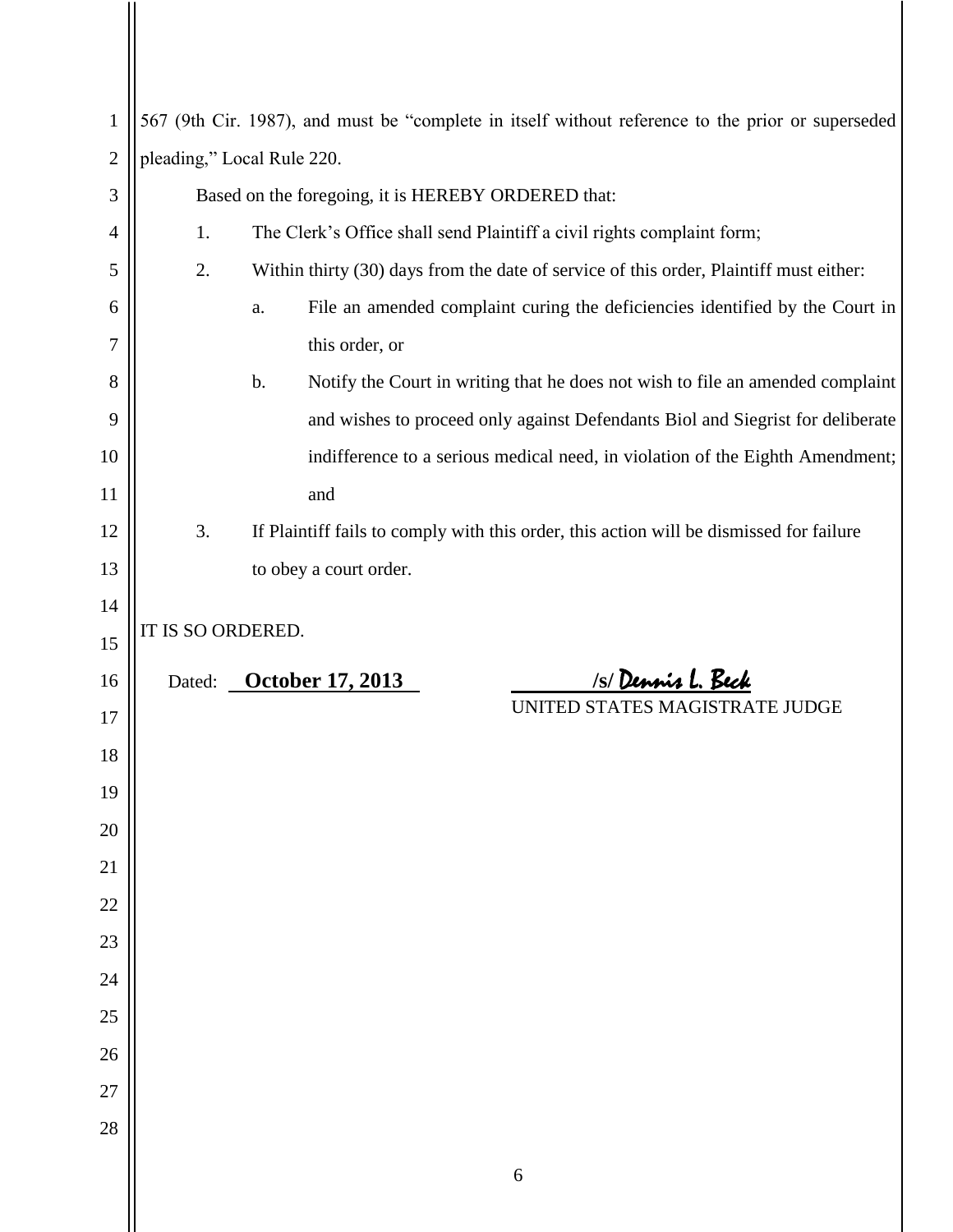567 (9th Cir. 1987), and must be "complete in itself without reference to the prior or superseded pleading," Local Rule 220.

Based on the foregoing, it is HEREBY ORDERED that:

1. The Clerk's Office shall send Plaintiff a civil rights complaint form;

2. Within thirty (30) days from the date of service of this order, Plaintiff must either:

   a. File an amended complaint curing the deficiencies identified by the Court in this order, or

   b. Notify the Court in writing that he does not wish to file an amended complaint and wishes to proceed only against Defendants Biol and Siegrist for deliberate indifference to a serious medical need, in violation of the Eighth Amendment; and

3. If Plaintiff fails to comply with this order, this action will be dismissed for failure to obey a court order.

IT IS SO ORDERED.

Dated: **October 17, 2013**

/s/ *Dennis L. Beck*
UNITED STATES MAGISTRATE JUDGE